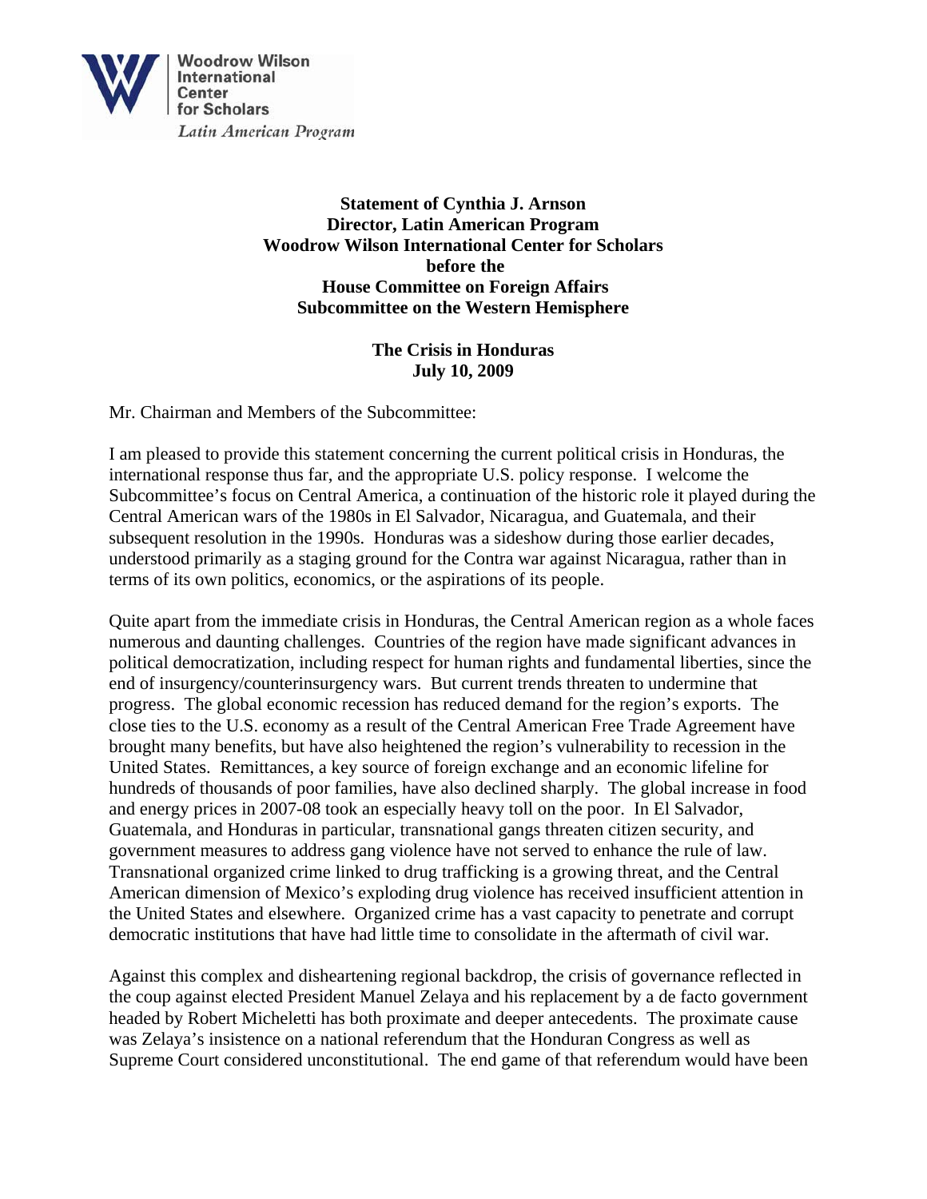Woodrow Wilson International Center for Scholars

*Latin American Program*

**Statement of Cynthia J. Arnson**
**Director, Latin American Program**
**Woodrow Wilson International Center for Scholars**
**before the**
**House Committee on Foreign Affairs**
**Subcommittee on the Western Hemisphere**

**The Crisis in Honduras**
**July 10, 2009**

Mr. Chairman and Members of the Subcommittee:

I am pleased to provide this statement concerning the current political crisis in Honduras, the international response thus far, and the appropriate U.S. policy response. I welcome the Subcommittee's focus on Central America, a continuation of the historic role it played during the Central American wars of the 1980s in El Salvador, Nicaragua, and Guatemala, and their subsequent resolution in the 1990s. Honduras was a sideshow during those earlier decades, understood primarily as a staging ground for the Contra war against Nicaragua, rather than in terms of its own politics, economics, or the aspirations of its people.

Quite apart from the immediate crisis in Honduras, the Central American region as a whole faces numerous and daunting challenges. Countries of the region have made significant advances in political democratization, including respect for human rights and fundamental liberties, since the end of insurgency/counterinsurgency wars. But current trends threaten to undermine that progress. The global economic recession has reduced demand for the region's exports. The close ties to the U.S. economy as a result of the Central American Free Trade Agreement have brought many benefits, but have also heightened the region's vulnerability to recession in the United States. Remittances, a key source of foreign exchange and an economic lifeline for hundreds of thousands of poor families, have also declined sharply. The global increase in food and energy prices in 2007-08 took an especially heavy toll on the poor. In El Salvador, Guatemala, and Honduras in particular, transnational gangs threaten citizen security, and government measures to address gang violence have not served to enhance the rule of law. Transnational organized crime linked to drug trafficking is a growing threat, and the Central American dimension of Mexico's exploding drug violence has received insufficient attention in the United States and elsewhere. Organized crime has a vast capacity to penetrate and corrupt democratic institutions that have had little time to consolidate in the aftermath of civil war.

Against this complex and disheartening regional backdrop, the crisis of governance reflected in the coup against elected President Manuel Zelaya and his replacement by a de facto government headed by Robert Micheletti has both proximate and deeper antecedents. The proximate cause was Zelaya's insistence on a national referendum that the Honduran Congress as well as Supreme Court considered unconstitutional. The end game of that referendum would have been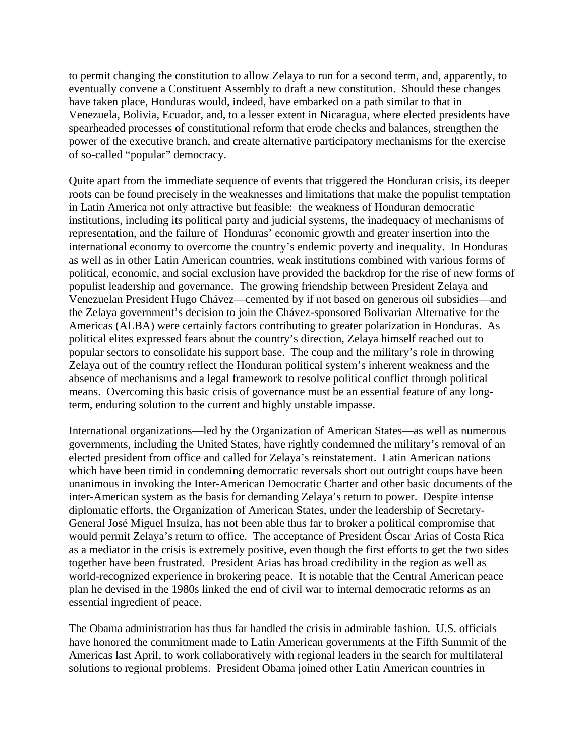to permit changing the constitution to allow Zelaya to run for a second term, and, apparently, to eventually convene a Constituent Assembly to draft a new constitution. Should these changes have taken place, Honduras would, indeed, have embarked on a path similar to that in Venezuela, Bolivia, Ecuador, and, to a lesser extent in Nicaragua, where elected presidents have spearheaded processes of constitutional reform that erode checks and balances, strengthen the power of the executive branch, and create alternative participatory mechanisms for the exercise of so-called "popular" democracy.

Quite apart from the immediate sequence of events that triggered the Honduran crisis, its deeper roots can be found precisely in the weaknesses and limitations that make the populist temptation in Latin America not only attractive but feasible: the weakness of Honduran democratic institutions, including its political party and judicial systems, the inadequacy of mechanisms of representation, and the failure of Honduras' economic growth and greater insertion into the international economy to overcome the country's endemic poverty and inequality. In Honduras as well as in other Latin American countries, weak institutions combined with various forms of political, economic, and social exclusion have provided the backdrop for the rise of new forms of populist leadership and governance. The growing friendship between President Zelaya and Venezuelan President Hugo Chávez—cemented by if not based on generous oil subsidies—and the Zelaya government's decision to join the Chávez-sponsored Bolivarian Alternative for the Americas (ALBA) were certainly factors contributing to greater polarization in Honduras. As political elites expressed fears about the country's direction, Zelaya himself reached out to popular sectors to consolidate his support base. The coup and the military's role in throwing Zelaya out of the country reflect the Honduran political system's inherent weakness and the absence of mechanisms and a legal framework to resolve political conflict through political means. Overcoming this basic crisis of governance must be an essential feature of any long-term, enduring solution to the current and highly unstable impasse.

International organizations—led by the Organization of American States—as well as numerous governments, including the United States, have rightly condemned the military's removal of an elected president from office and called for Zelaya's reinstatement. Latin American nations which have been timid in condemning democratic reversals short out outright coups have been unanimous in invoking the Inter-American Democratic Charter and other basic documents of the inter-American system as the basis for demanding Zelaya's return to power. Despite intense diplomatic efforts, the Organization of American States, under the leadership of Secretary-General José Miguel Insulza, has not been able thus far to broker a political compromise that would permit Zelaya's return to office. The acceptance of President Óscar Arias of Costa Rica as a mediator in the crisis is extremely positive, even though the first efforts to get the two sides together have been frustrated. President Arias has broad credibility in the region as well as world-recognized experience in brokering peace. It is notable that the Central American peace plan he devised in the 1980s linked the end of civil war to internal democratic reforms as an essential ingredient of peace.

The Obama administration has thus far handled the crisis in admirable fashion. U.S. officials have honored the commitment made to Latin American governments at the Fifth Summit of the Americas last April, to work collaboratively with regional leaders in the search for multilateral solutions to regional problems. President Obama joined other Latin American countries in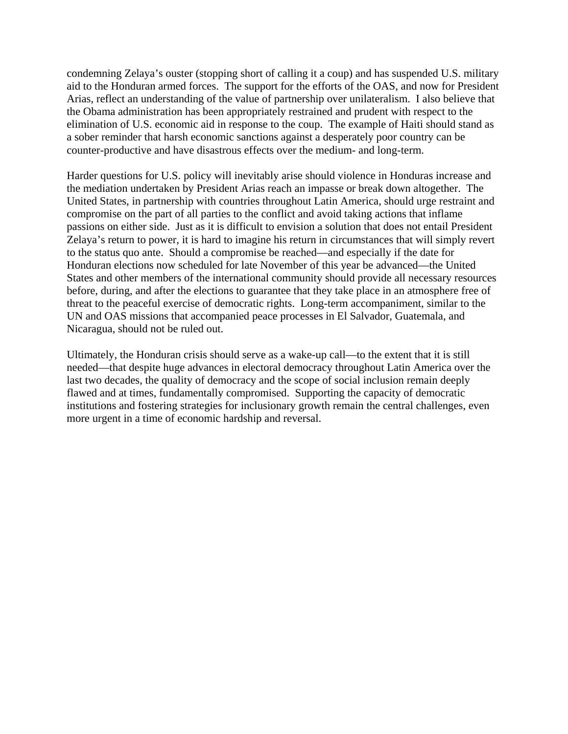condemning Zelaya's ouster (stopping short of calling it a coup) and has suspended U.S. military aid to the Honduran armed forces. The support for the efforts of the OAS, and now for President Arias, reflect an understanding of the value of partnership over unilateralism. I also believe that the Obama administration has been appropriately restrained and prudent with respect to the elimination of U.S. economic aid in response to the coup. The example of Haiti should stand as a sober reminder that harsh economic sanctions against a desperately poor country can be counter-productive and have disastrous effects over the medium- and long-term.

Harder questions for U.S. policy will inevitably arise should violence in Honduras increase and the mediation undertaken by President Arias reach an impasse or break down altogether. The United States, in partnership with countries throughout Latin America, should urge restraint and compromise on the part of all parties to the conflict and avoid taking actions that inflame passions on either side. Just as it is difficult to envision a solution that does not entail President Zelaya's return to power, it is hard to imagine his return in circumstances that will simply revert to the status quo ante. Should a compromise be reached—and especially if the date for Honduran elections now scheduled for late November of this year be advanced—the United States and other members of the international community should provide all necessary resources before, during, and after the elections to guarantee that they take place in an atmosphere free of threat to the peaceful exercise of democratic rights. Long-term accompaniment, similar to the UN and OAS missions that accompanied peace processes in El Salvador, Guatemala, and Nicaragua, should not be ruled out.

Ultimately, the Honduran crisis should serve as a wake-up call—to the extent that it is still needed—that despite huge advances in electoral democracy throughout Latin America over the last two decades, the quality of democracy and the scope of social inclusion remain deeply flawed and at times, fundamentally compromised. Supporting the capacity of democratic institutions and fostering strategies for inclusionary growth remain the central challenges, even more urgent in a time of economic hardship and reversal.